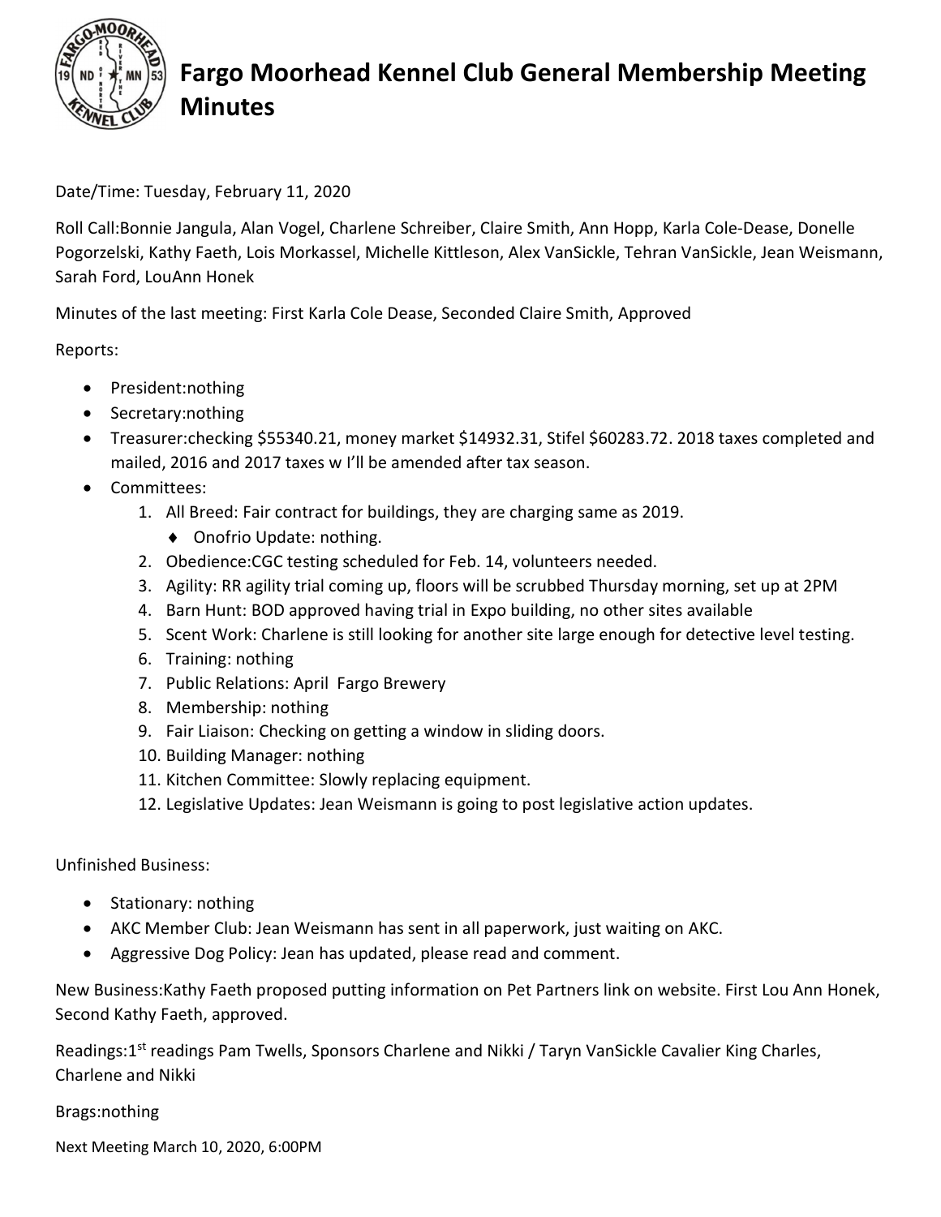# Fargo Moorhead Kennel Club General Membership Meeting Minutes

Date/Time: Tuesday, February 11, 2020

Roll Call:Bonnie Jangula, Alan Vogel, Charlene Schreiber, Claire Smith, Ann Hopp, Karla Cole-Dease, Donelle Pogorzelski, Kathy Faeth, Lois Morkassel, Michelle Kittleson, Alex VanSickle, Tehran VanSickle, Jean Weismann, Sarah Ford, LouAnn Honek

Minutes of the last meeting: First Karla Cole Dease, Seconded Claire Smith, Approved

Reports:

- President:nothing
- Secretary:nothing
- Treasurer:checking $55340.21, money market $14932.31, Stifel $60283.72. 2018 taxes completed and mailed, 2016 and 2017 taxes w I'll be amended after tax season.
- Committees:
  1. All Breed: Fair contract for buildings, they are charging same as 2019.
     - Onofrio Update: nothing.
  2. Obedience:CGC testing scheduled for Feb. 14, volunteers needed.
  3. Agility: RR agility trial coming up, floors will be scrubbed Thursday morning, set up at 2PM
  4. Barn Hunt: BOD approved having trial in Expo building, no other sites available
  5. Scent Work: Charlene is still looking for another site large enough for detective level testing.
  6. Training: nothing
  7. Public Relations: April Fargo Brewery
  8. Membership: nothing
  9. Fair Liaison: Checking on getting a window in sliding doors.
  10. Building Manager: nothing
  11. Kitchen Committee: Slowly replacing equipment.
  12. Legislative Updates: Jean Weismann is going to post legislative action updates.

Unfinished Business:

- Stationary: nothing
- AKC Member Club: Jean Weismann has sent in all paperwork, just waiting on AKC.
- Aggressive Dog Policy: Jean has updated, please read and comment.

New Business:Kathy Faeth proposed putting information on Pet Partners link on website. First Lou Ann Honek, Second Kathy Faeth, approved.

Readings:1st readings Pam Twells, Sponsors Charlene and Nikki / Taryn VanSickle Cavalier King Charles, Charlene and Nikki

Brags:nothing

Next Meeting March 10, 2020, 6:00PM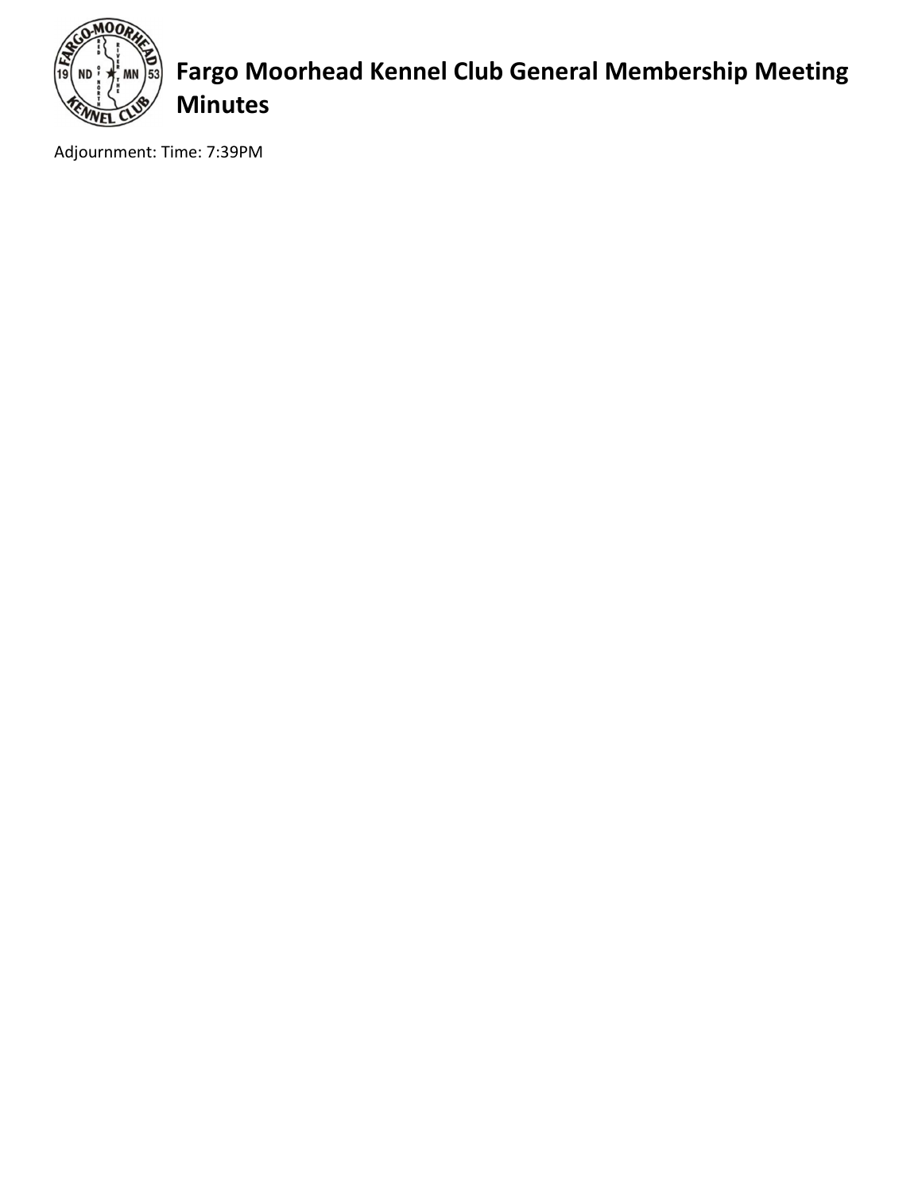Adjournment: Time: 7:39PM